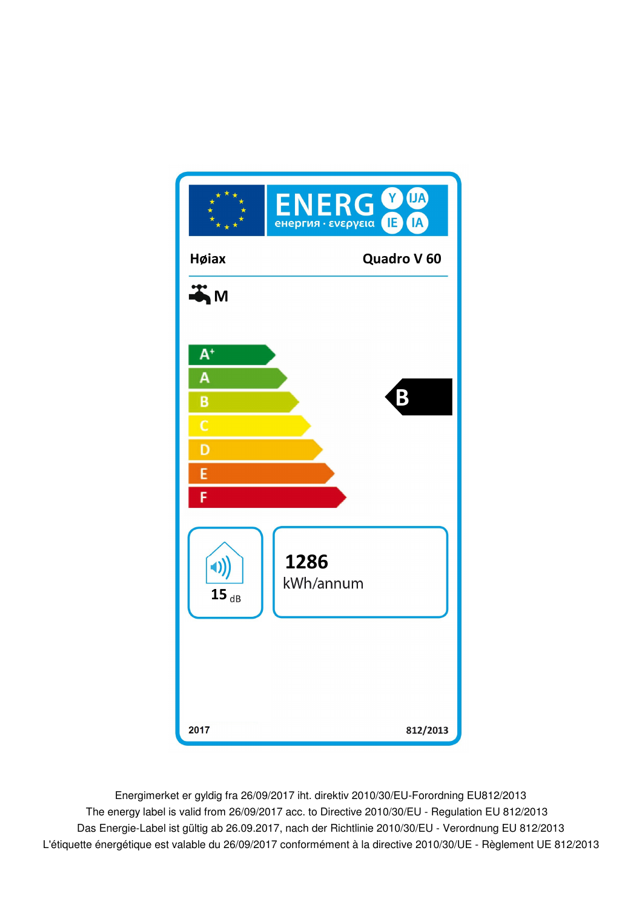ENERG енергия · ενεργεια Y IJA IE IA

**Høiax** **Quadro V 60**

**M**

A+
A
B
C
D
E
F

**B**

**15** dB

**1286**
kWh/annum

**2017** **812/2013**

Energimerket er gyldig fra 26/09/2017 iht. direktiv 2010/30/EU-Forordning EU812/2013
The energy label is valid from 26/09/2017 acc. to Directive 2010/30/EU - Regulation EU 812/2013
Das Energie-Label ist gültig ab 26.09.2017, nach der Richtlinie 2010/30/EU - Verordnung EU 812/2013
L'étiquette énergétique est valable du 26/09/2017 conformément à la directive 2010/30/UE - Règlement UE 812/2013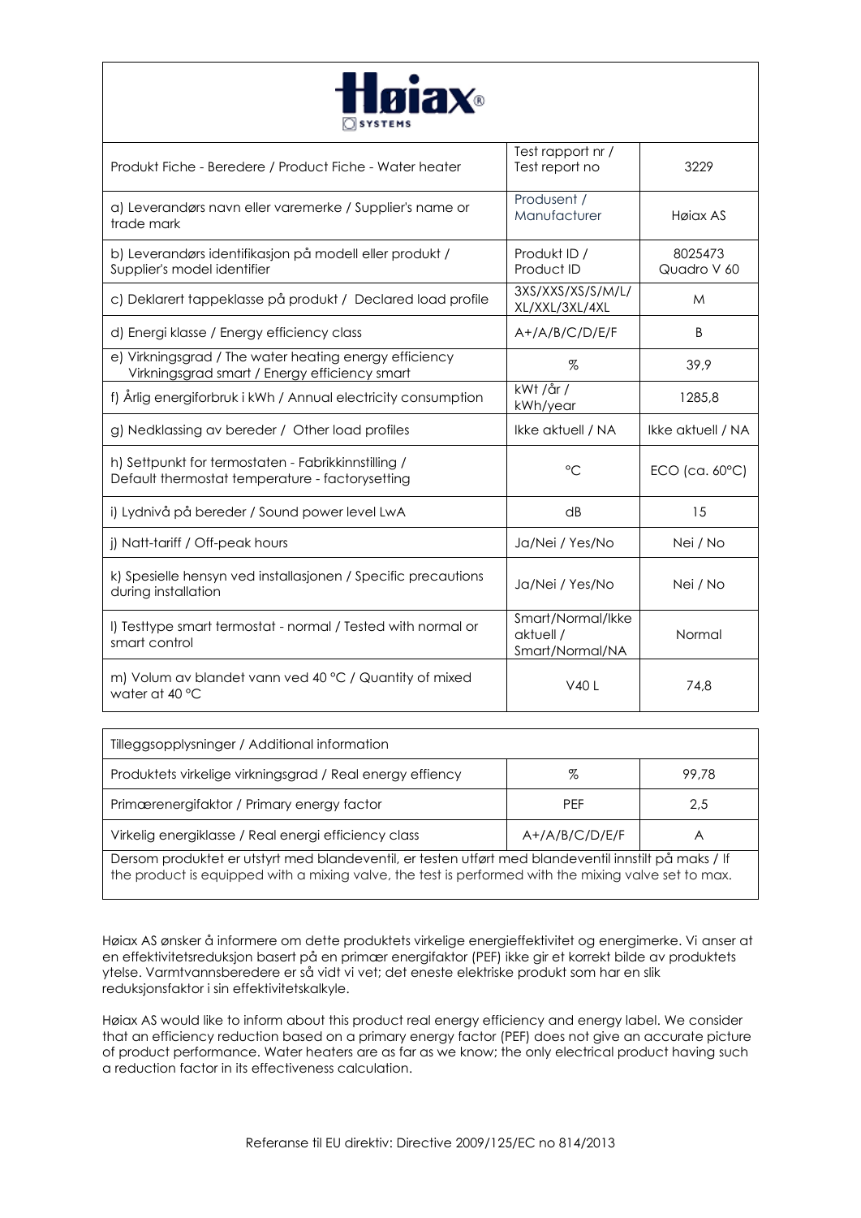Høiax® SYSTEMS

| | | |
|---|---|---|
| Produkt Fiche - Beredere / Product Fiche - Water heater | Test rapport nr / Test report no | 3229 |
| a) Leverandørs navn eller varemerke / Supplier's name or trade mark | Produsent / Manufacturer | Høiax AS |
| b) Leverandørs identifikasjon på modell eller produkt / Supplier's model identifier | Produkt ID / Product ID | 8025473 Quadro V 60 |
| c) Deklarert tappeklasse på produkt / Declared load profile | 3XS/XXS/XS/S/M/L/ XL/XXL/3XL/4XL | M |
| d) Energi klasse / Energy efficiency class | A+/A/B/C/D/E/F | B |
| e) Virkningsgrad / The water heating energy efficiency Virkningsgrad smart / Energy efficiency smart | % | 39,9 |
| f) Årlig energiforbruk i kWh / Annual electricity consumption | kWt /år / kWh/year | 1285,8 |
| g) Nedklassing av bereder / Other load profiles | Ikke aktuell / NA | Ikke aktuell / NA |
| h) Settpunkt for termostaten - Fabrikkinnstilling / Default thermostat temperature - factorysetting | °C | ECO (ca. 60°C) |
| i) Lydnivå på bereder / Sound power level LwA | dB | 15 |
| j) Natt-tariff / Off-peak hours | Ja/Nei / Yes/No | Nei / No |
| k) Spesielle hensyn ved installasjonen / Specific precautions during installation | Ja/Nei / Yes/No | Nei / No |
| l) Testtype smart termostat - normal / Tested with normal or smart control | Smart/Normal/Ikke aktuell / Smart/Normal/NA | Normal |
| m) Volum av blandet vann ved 40 °C / Quantity of mixed water at 40 °C | V40 L | 74,8 |

| Tilleggsopplysninger / Additional information | | |
|---|---|---|
| Produktets virkelige virkningsgrad / Real energy effiency | % | 99,78 |
| Primærenergifaktor / Primary energy factor | PEF | 2,5 |
| Virkelig energiklasse / Real energi efficiency class | A+/A/B/C/D/E/F | A |

Dersom produktet er utstyrt med blandeventil, er testen utført med blandeventil innstilt på maks / If the product is equipped with a mixing valve, the test is performed with the mixing valve set to max.

Høiax AS ønsker å informere om dette produktets virkelige energieffektivitet og energimerke. Vi anser at en effektivitetsreduksjon basert på en primær energifaktor (PEF) ikke gir et korrekt bilde av produktets ytelse. Varmtvannsberedere er så vidt vi vet; det eneste elektriske produkt som har en slik reduksjonsfaktor i sin effektivitetskalkyle.

Høiax AS would like to inform about this product real energy efficiency and energy label. We consider that an efficiency reduction based on a primary energy factor (PEF) does not give an accurate picture of product performance. Water heaters are as far as we know; the only electrical product having such a reduction factor in its effectiveness calculation.

Referanse til EU direktiv: Directive 2009/125/EC no 814/2013